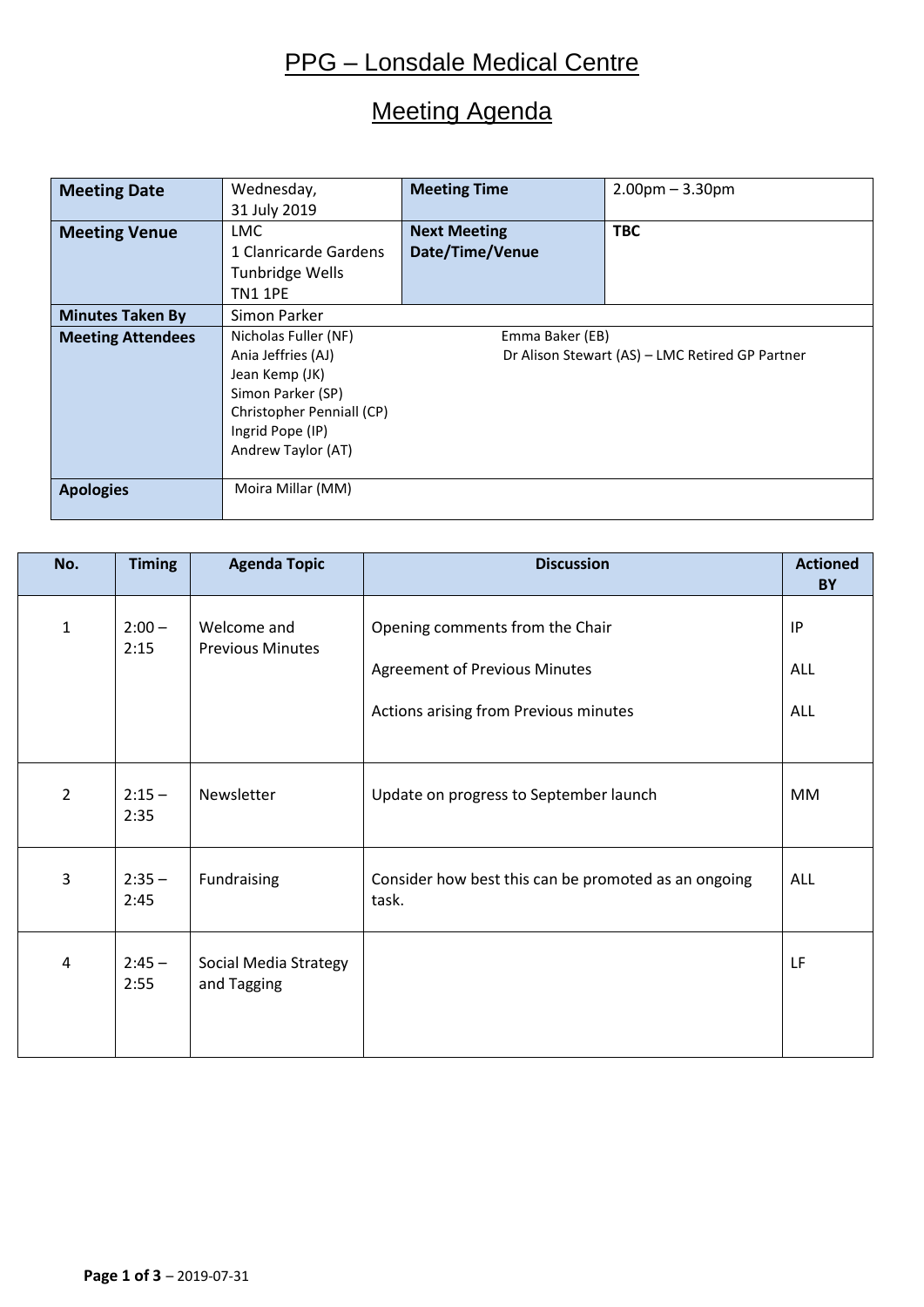# PPG – Lonsdale Medical Centre

## Meeting Agenda

| **Meeting Date** | Wednesday, 31 July 2019 | **Meeting Time** | 2.00pm – 3.30pm |
|---|---|---|---|
| **Meeting Venue** | LMC<br>1 Clanricarde Gardens<br>Tunbridge Wells<br>TN1 1PE | **Next Meeting Date/Time/Venue** | **TBC** |
| **Minutes Taken By** | Simon Parker | | |
| **Meeting Attendees** | Nicholas Fuller (NF)<br>Ania Jeffries (AJ)<br>Jean Kemp (JK)<br>Simon Parker (SP)<br>Christopher Penniall (CP)<br>Ingrid Pope (IP)<br>Andrew Taylor (AT) | Emma Baker (EB)<br>Dr Alison Stewart (AS) – LMC Retired GP Partner | |
| **Apologies** | Moira Millar (MM) | | |

| No. | Timing | Agenda Topic | Discussion | Actioned BY |
|---|---|---|---|---|
| 1 | 2:00 – 2:15 | Welcome and Previous Minutes | Opening comments from the Chair<br><br>Agreement of Previous Minutes<br><br>Actions arising from Previous minutes | IP<br><br>ALL<br><br>ALL |
| 2 | 2:15 – 2:35 | Newsletter | Update on progress to September launch | MM |
| 3 | 2:35 – 2:45 | Fundraising | Consider how best this can be promoted as an ongoing task. | ALL |
| 4 | 2:45 – 2:55 | Social Media Strategy and Tagging | | LF |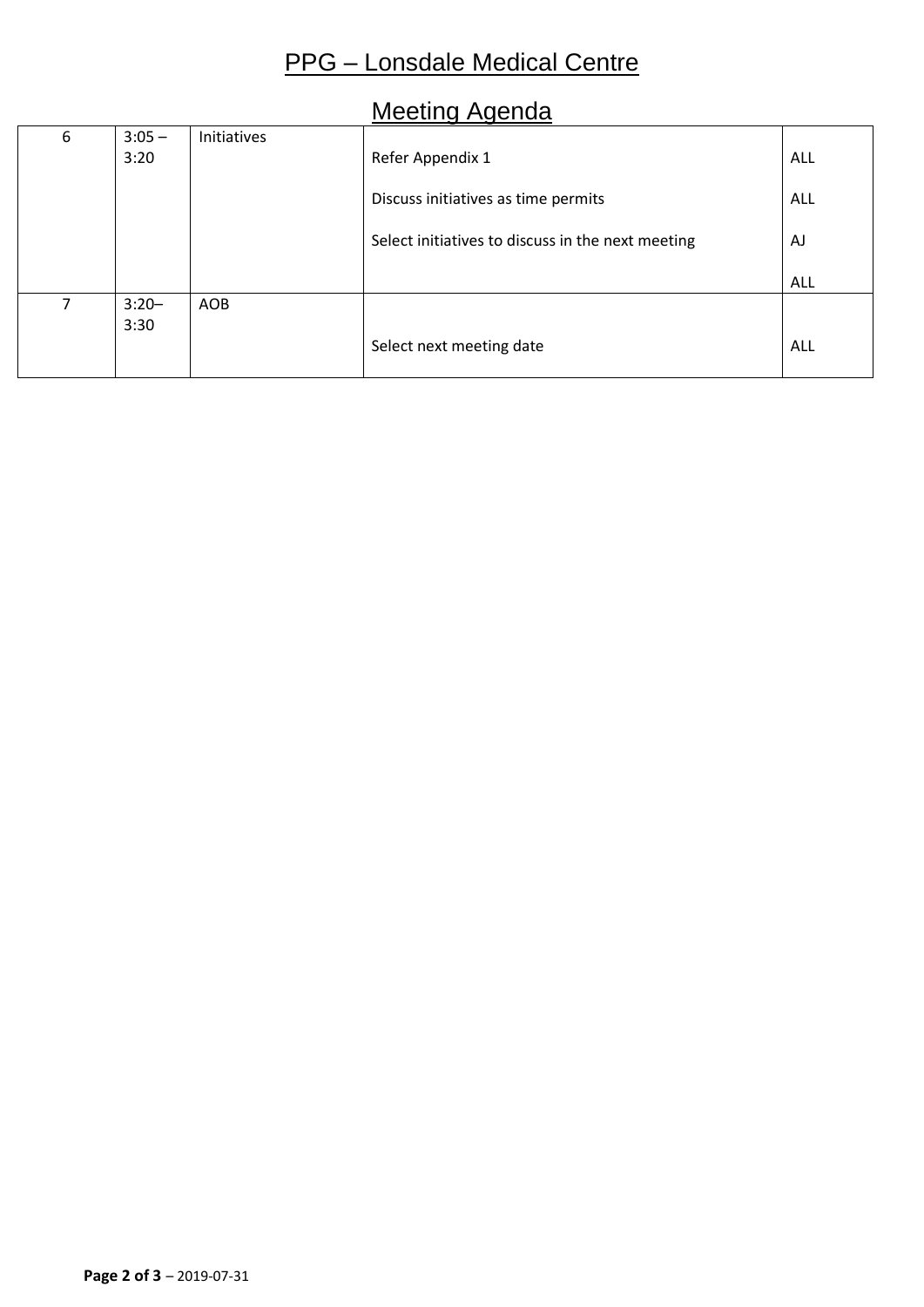# PPG – Lonsdale Medical Centre

## Meeting Agenda

| | | | | |
|---|---|---|---|---|
| 6 | 3:05 – 3:20 | Initiatives | Refer Appendix 1<br><br>Discuss initiatives as time permits<br><br>Select initiatives to discuss in the next meeting | ALL<br><br>ALL<br><br>AJ<br><br>ALL |
| 7 | 3:20– 3:30 | AOB | Select next meeting date | ALL |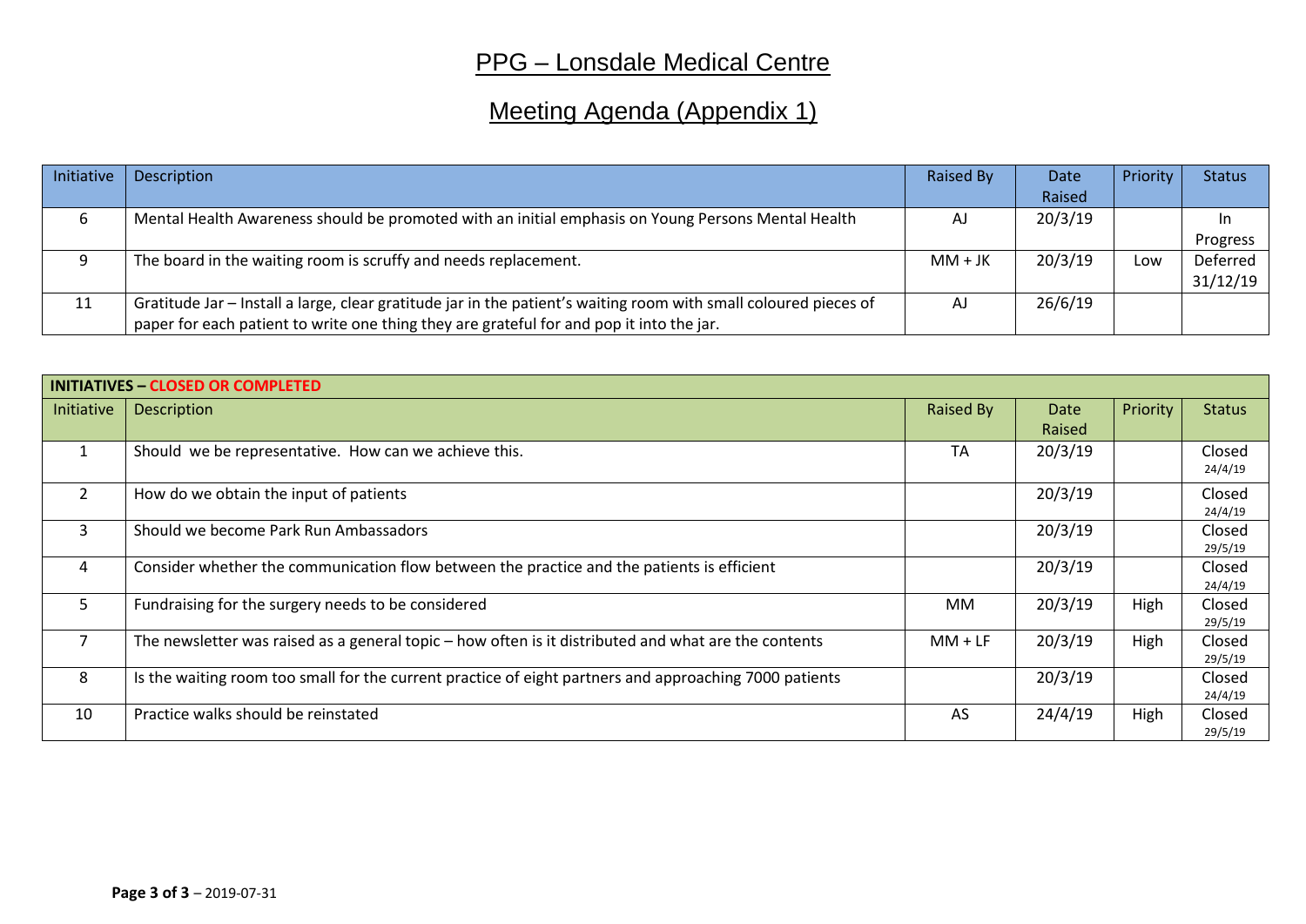# PPG – Lonsdale Medical Centre

## Meeting Agenda (Appendix 1)

| Initiative | Description | Raised By | Date Raised | Priority | Status |
|---|---|---|---|---|---|
| 6 | Mental Health Awareness should be promoted with an initial emphasis on Young Persons Mental Health | AJ | 20/3/19 | | In Progress |
| 9 | The board in the waiting room is scruffy and needs replacement. | MM + JK | 20/3/19 | Low | Deferred 31/12/19 |
| 11 | Gratitude Jar – Install a large, clear gratitude jar in the patient's waiting room with small coloured pieces of paper for each patient to write one thing they are grateful for and pop it into the jar. | AJ | 26/6/19 | | |

**INITIATIVES – CLOSED OR COMPLETED**

| Initiative | Description | Raised By | Date Raised | Priority | Status |
|---|---|---|---|---|---|
| 1 | Should we be representative. How can we achieve this. | TA | 20/3/19 | | Closed 24/4/19 |
| 2 | How do we obtain the input of patients | | 20/3/19 | | Closed 24/4/19 |
| 3 | Should we become Park Run Ambassadors | | 20/3/19 | | Closed 29/5/19 |
| 4 | Consider whether the communication flow between the practice and the patients is efficient | | 20/3/19 | | Closed 24/4/19 |
| 5 | Fundraising for the surgery needs to be considered | MM | 20/3/19 | High | Closed 29/5/19 |
| 7 | The newsletter was raised as a general topic – how often is it distributed and what are the contents | MM + LF | 20/3/19 | High | Closed 29/5/19 |
| 8 | Is the waiting room too small for the current practice of eight partners and approaching 7000 patients | | 20/3/19 | | Closed 24/4/19 |
| 10 | Practice walks should be reinstated | AS | 24/4/19 | High | Closed 29/5/19 |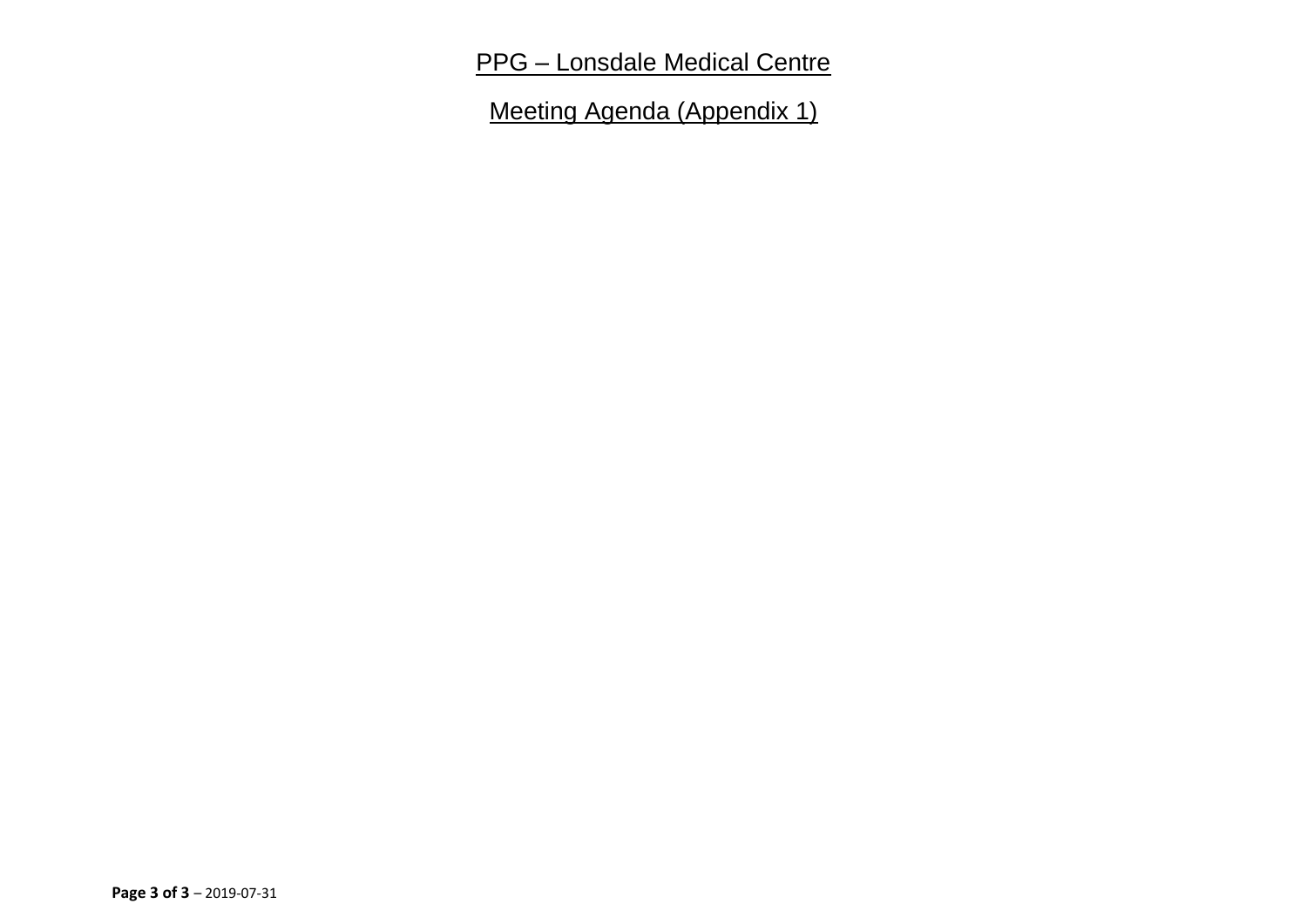PPG – Lonsdale Medical Centre

Meeting Agenda (Appendix 1)